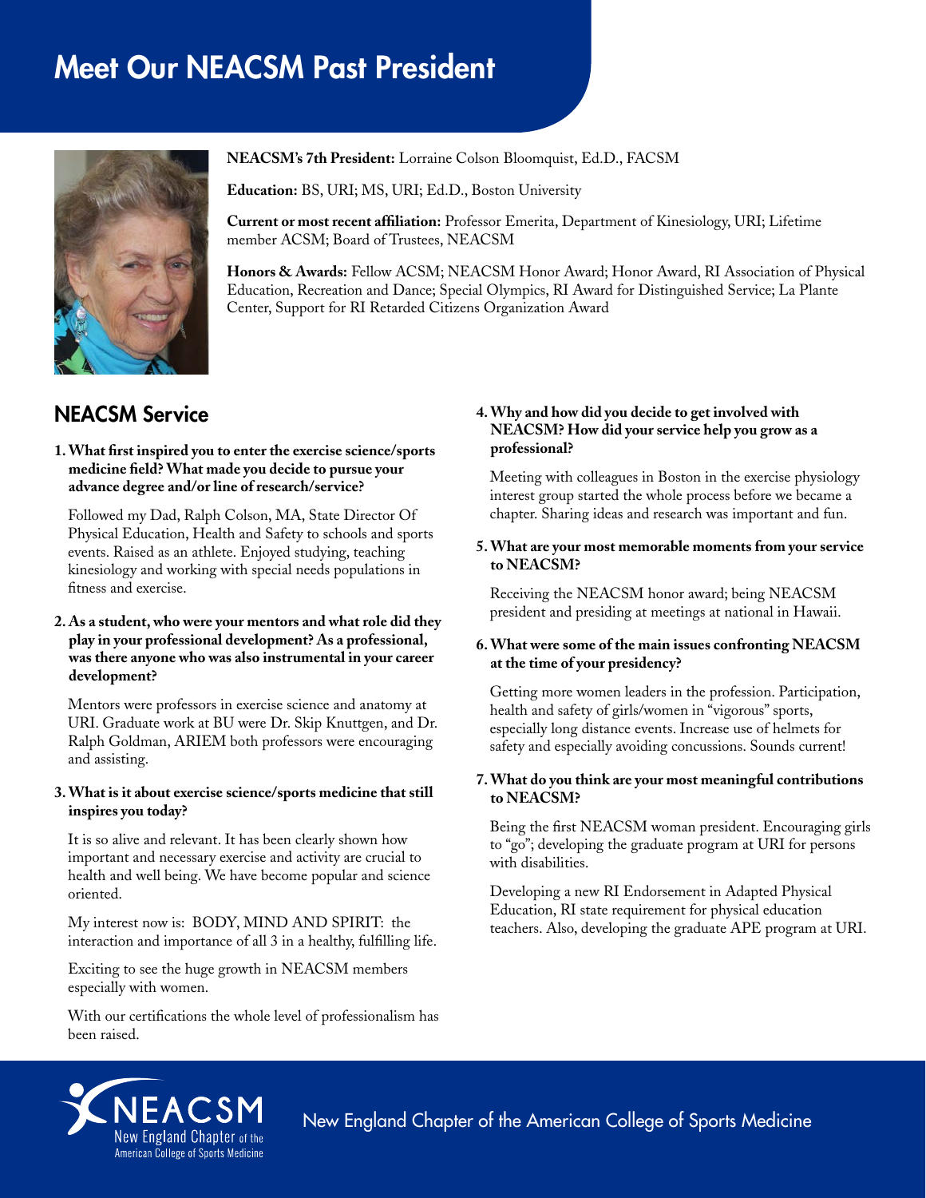# Meet Our NEACSM Past President

**NEACSM's 7th President:** Lorraine Colson Bloomquist, Ed.D., FACSM

**Education:** BS, URI; MS, URI; Ed.D., Boston University

**Current or most recent affiliation:** Professor Emerita, Department of Kinesiology, URI; Lifetime member ACSM; Board of Trustees, NEACSM

**Honors & Awards:** Fellow ACSM; NEACSM Honor Award; Honor Award, RI Association of Physical Education, Recreation and Dance; Special Olympics, RI Award for Distinguished Service; La Plante Center, Support for RI Retarded Citizens Organization Award

## NEACSM Service

**1. What first inspired you to enter the exercise science/sports medicine field? What made you decide to pursue your advance degree and/or line of research/service?**

Followed my Dad, Ralph Colson, MA, State Director Of Physical Education, Health and Safety to schools and sports events. Raised as an athlete. Enjoyed studying, teaching kinesiology and working with special needs populations in fitness and exercise.

**2. As a student, who were your mentors and what role did they play in your professional development? As a professional, was there anyone who was also instrumental in your career development?**

Mentors were professors in exercise science and anatomy at URI. Graduate work at BU were Dr. Skip Knuttgen, and Dr. Ralph Goldman, ARIEM both professors were encouraging and assisting.

**3. What is it about exercise science/sports medicine that still inspires you today?**

It is so alive and relevant. It has been clearly shown how important and necessary exercise and activity are crucial to health and well being. We have become popular and science oriented.

My interest now is: BODY, MIND AND SPIRIT: the interaction and importance of all 3 in a healthy, fulfilling life.

Exciting to see the huge growth in NEACSM members especially with women.

With our certifications the whole level of professionalism has been raised.

**4. Why and how did you decide to get involved with NEACSM? How did your service help you grow as a professional?**

Meeting with colleagues in Boston in the exercise physiology interest group started the whole process before we became a chapter. Sharing ideas and research was important and fun.

**5. What are your most memorable moments from your service to NEACSM?**

Receiving the NEACSM honor award; being NEACSM president and presiding at meetings at national in Hawaii.

**6. What were some of the main issues confronting NEACSM at the time of your presidency?**

Getting more women leaders in the profession. Participation, health and safety of girls/women in "vigorous" sports, especially long distance events. Increase use of helmets for safety and especially avoiding concussions. Sounds current!

**7. What do you think are your most meaningful contributions to NEACSM?**

Being the first NEACSM woman president. Encouraging girls to "go"; developing the graduate program at URI for persons with disabilities.

Developing a new RI Endorsement in Adapted Physical Education, RI state requirement for physical education teachers. Also, developing the graduate APE program at URI.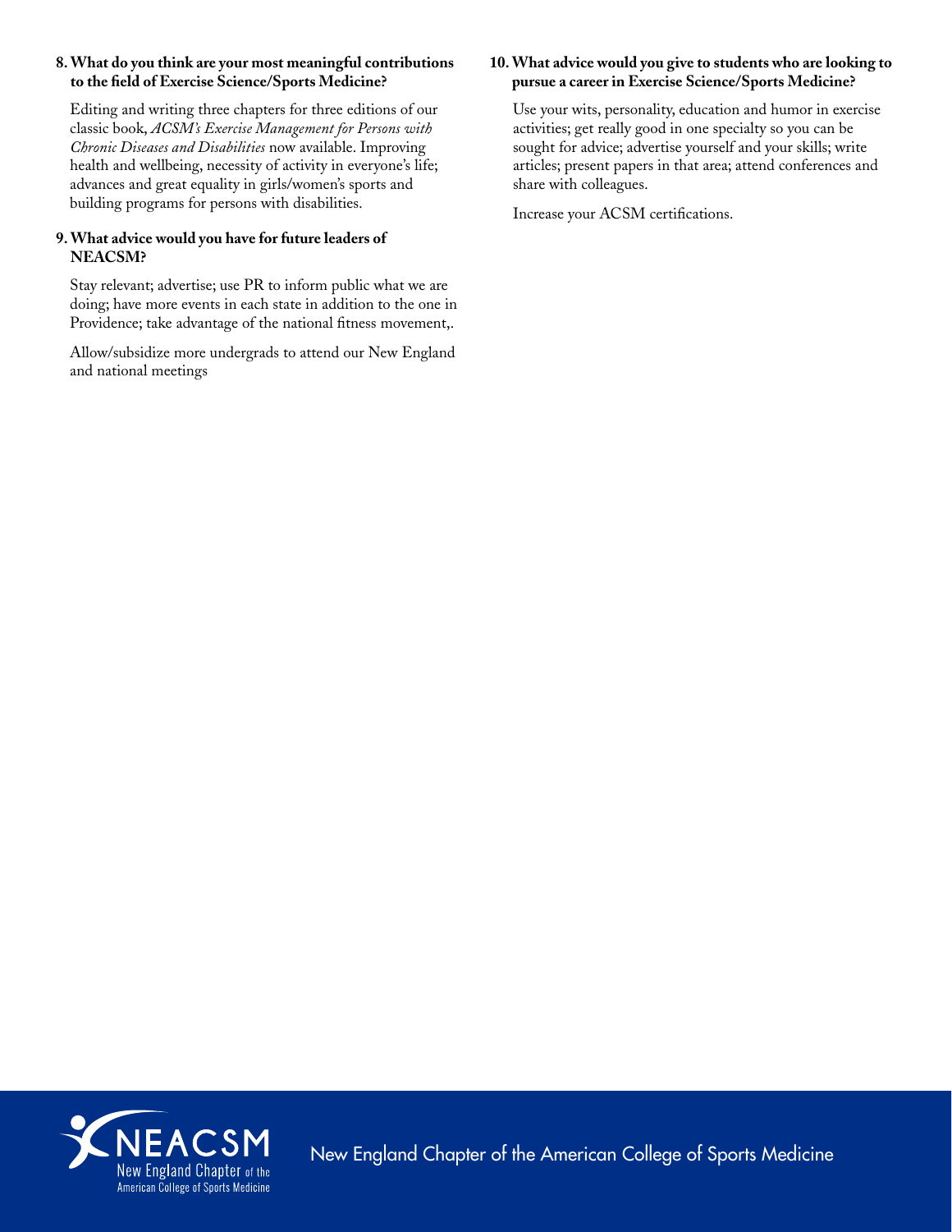**8. What do you think are your most meaningful contributions to the field of Exercise Science/Sports Medicine?**

Editing and writing three chapters for three editions of our classic book, *ACSM's Exercise Management for Persons with Chronic Diseases and Disabilities* now available. Improving health and wellbeing, necessity of activity in everyone's life; advances and great equality in girls/women's sports and building programs for persons with disabilities.

**9. What advice would you have for future leaders of NEACSM?**

Stay relevant; advertise; use PR to inform public what we are doing; have more events in each state in addition to the one in Providence; take advantage of the national fitness movement,.

Allow/subsidize more undergrads to attend our New England and national meetings

**10. What advice would you give to students who are looking to pursue a career in Exercise Science/Sports Medicine?**

Use your wits, personality, education and humor in exercise activities; get really good in one specialty so you can be sought for advice; advertise yourself and your skills; write articles; present papers in that area; attend conferences and share with colleagues.

Increase your ACSM certifications.